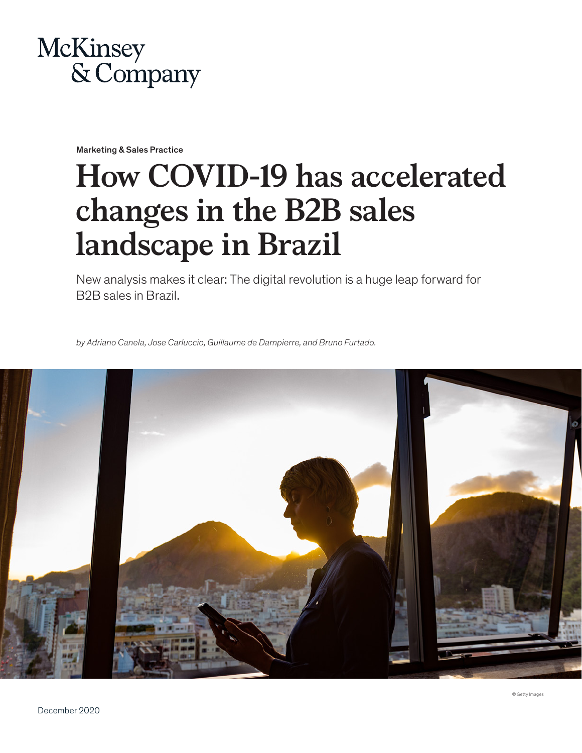McKinsey & Company

Marketing & Sales Practice

# How COVID-19 has accelerated changes in the B2B sales landscape in Brazil

New analysis makes it clear: The digital revolution is a huge leap forward for B2B sales in Brazil.

*by Adriano Canela, Jose Carluccio, Guillaume de Dampierre, and Bruno Furtado.*

© Getty Images

December 2020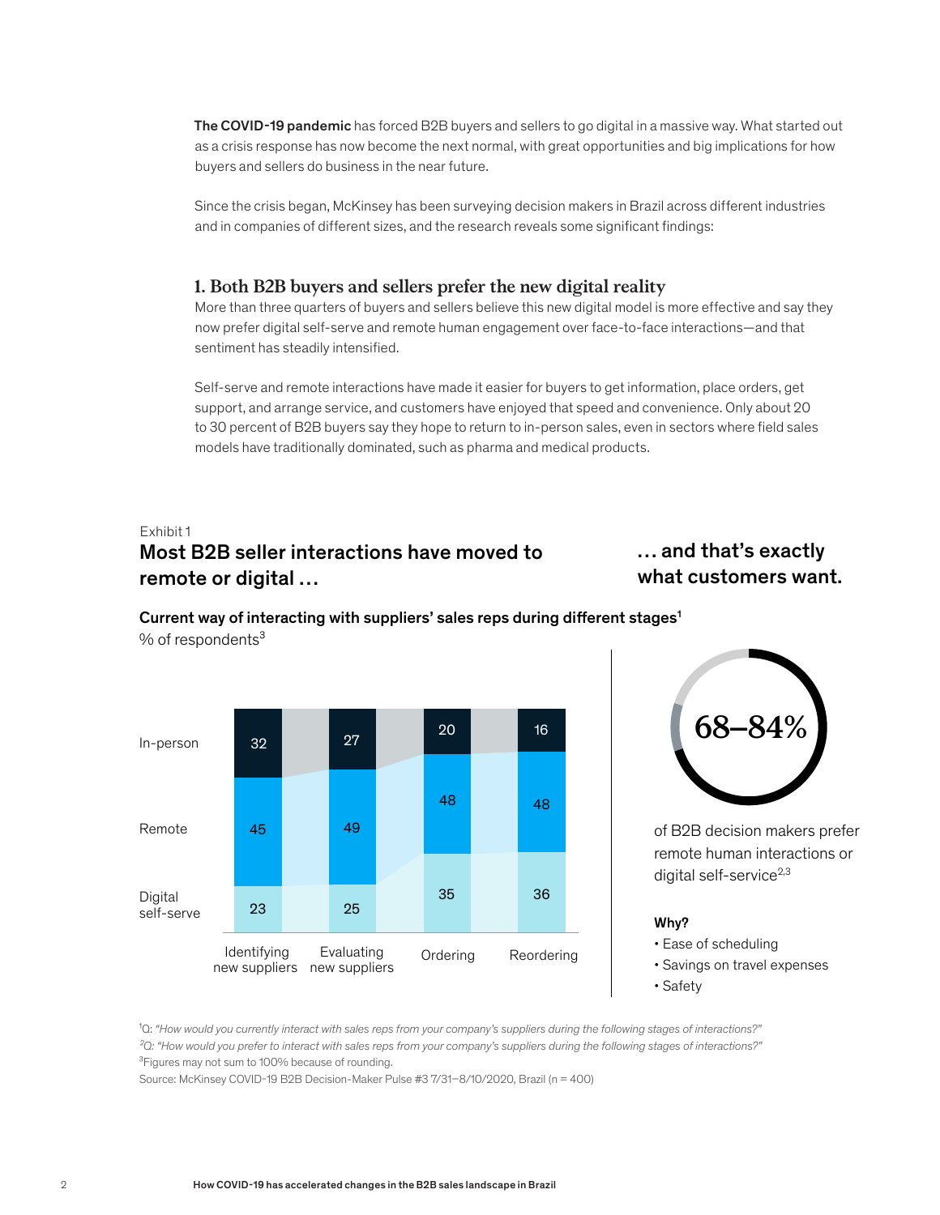**The COVID-19 pandemic** has forced B2B buyers and sellers to go digital in a massive way. What started out as a crisis response has now become the next normal, with great opportunities and big implications for how buyers and sellers do business in the near future.

Since the crisis began, McKinsey has been surveying decision makers in Brazil across different industries and in companies of different sizes, and the research reveals some significant findings:

### 1. Both B2B buyers and sellers prefer the new digital reality

More than three quarters of buyers and sellers believe this new digital model is more effective and say they now prefer digital self-serve and remote human engagement over face-to-face interactions—and that sentiment has steadily intensified.

Self-serve and remote interactions have made it easier for buyers to get information, place orders, get support, and arrange service, and customers have enjoyed that speed and convenience. Only about 20 to 30 percent of B2B buyers say they hope to return to in-person sales, even in sectors where field sales models have traditionally dominated, such as pharma and medical products.

Exhibit 1

**Most B2B seller interactions have moved to remote or digital …**

**… and that's exactly what customers want.**

**Current way of interacting with suppliers' sales reps during different stages**[1]

% of respondents[3]

| | Identifying new suppliers | Evaluating new suppliers | Ordering | Reordering |
|---|---|---|---|---|
| In-person | 32 | 27 | 20 | 16 |
| Remote | 45 | 49 | 48 | 48 |
| Digital self-serve | 23 | 25 | 35 | 36 |

**68–84%** of B2B decision makers prefer remote human interactions or digital self-service[2,3]

**Why?**

- Ease of scheduling
- Savings on travel expenses
- Safety

[1]Q: *"How would you currently interact with sales reps from your company's suppliers during the following stages of interactions?"*
[2]Q: *"How would you prefer to interact with sales reps from your company's suppliers during the following stages of interactions?"*
[3]Figures may not sum to 100% because of rounding.
Source: McKinsey COVID-19 B2B Decision-Maker Pulse #3 7/31–8/10/2020, Brazil (n = 400)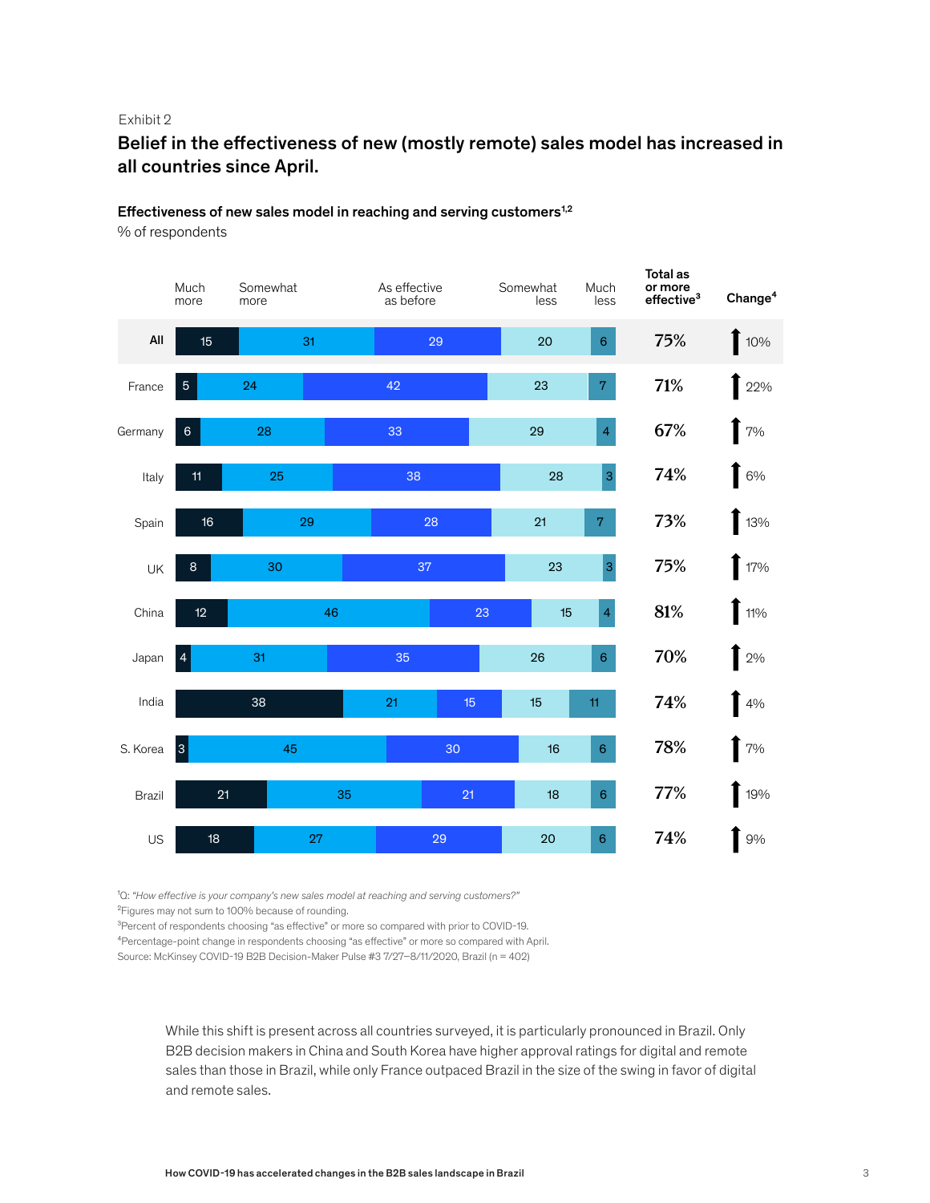Exhibit 2

## Belief in the effectiveness of new (mostly remote) sales model has increased in all countries since April.

**Effectiveness of new sales model in reaching and serving customers[1,2]**

% of respondents

| | Much more | Somewhat more | As effective as before | Somewhat less | Much less | Total as or more effective[3] | Change[4] |
|---|---|---|---|---|---|---|---|
| All | 15 | 31 | 29 | 20 | 6 | 75% | ↑ 10% |
| France | 5 | 24 | 42 | 23 | 7 | 71% | ↑ 22% |
| Germany | 6 | 28 | 33 | 29 | 4 | 67% | ↑ 7% |
| Italy | 11 | 25 | 38 | 28 | 3 | 74% | ↑ 6% |
| Spain | 16 | 29 | 28 | 21 | 7 | 73% | ↑ 13% |
| UK | 8 | 30 | 37 | 23 | 3 | 75% | ↑ 17% |
| China | 12 | 46 | 23 | 15 | 4 | 81% | ↑ 11% |
| Japan | 4 | 31 | 35 | 26 | 6 | 70% | ↑ 2% |
| India | 38 | 21 | 15 | 15 | 11 | 74% | ↑ 4% |
| S. Korea | 3 | 45 | 30 | 16 | 6 | 78% | ↑ 7% |
| Brazil | 21 | 35 | 21 | 18 | 6 | 77% | ↑ 19% |
| US | 18 | 27 | 29 | 20 | 6 | 74% | ↑ 9% |

[1]Q: *"How effective is your company's new sales model at reaching and serving customers?"*
[2]Figures may not sum to 100% because of rounding.
[3]Percent of respondents choosing "as effective" or more so compared with prior to COVID-19.
[4]Percentage-point change in respondents choosing "as effective" or more so compared with April.
Source: McKinsey COVID-19 B2B Decision-Maker Pulse #3 7/27–8/11/2020, Brazil (n = 402)

While this shift is present across all countries surveyed, it is particularly pronounced in Brazil. Only B2B decision makers in China and South Korea have higher approval ratings for digital and remote sales than those in Brazil, while only France outpaced Brazil in the size of the swing in favor of digital and remote sales.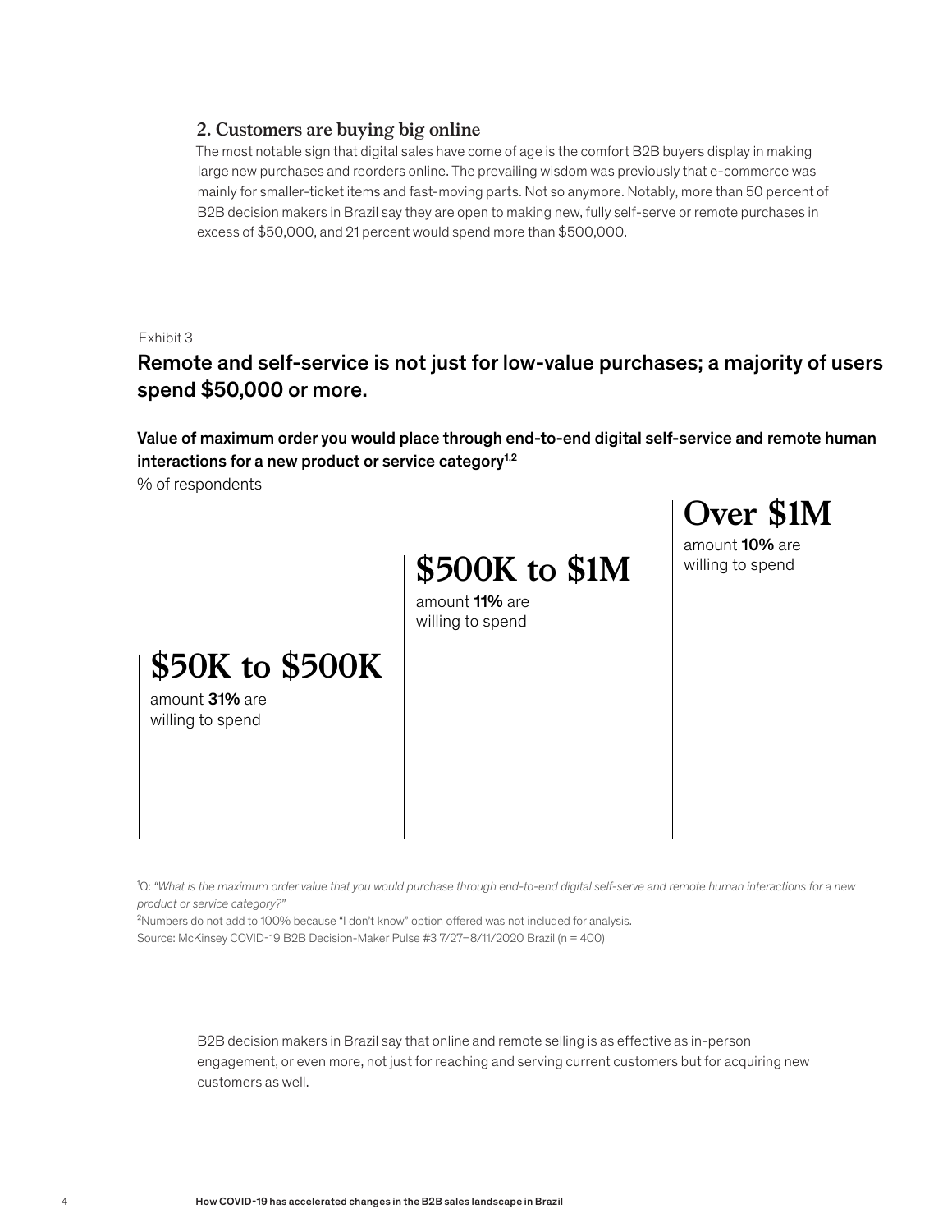### 2. Customers are buying big online

The most notable sign that digital sales have come of age is the comfort B2B buyers display in making large new purchases and reorders online. The prevailing wisdom was previously that e-commerce was mainly for smaller-ticket items and fast-moving parts. Not so anymore. Notably, more than 50 percent of B2B decision makers in Brazil say they are open to making new, fully self-serve or remote purchases in excess of $50,000, and 21 percent would spend more than $500,000.

Exhibit 3

## Remote and self-service is not just for low-value purchases; a majority of users spend $50,000 or more.

**Value of maximum order you would place through end-to-end digital self-service and remote human interactions for a new product or service category[1,2]**

% of respondents

**$50K to $500K**
amount **31%** are willing to spend

**$500K to $1M**
amount **11%** are willing to spend

**Over $1M**
amount **10%** are willing to spend

[1]Q: *"What is the maximum order value that you would purchase through end-to-end digital self-serve and remote human interactions for a new product or service category?"*

[2]Numbers do not add to 100% because "I don't know" option offered was not included for analysis.

Source: McKinsey COVID-19 B2B Decision-Maker Pulse #3 7/27–8/11/2020 Brazil (n = 400)

B2B decision makers in Brazil say that online and remote selling is as effective as in-person engagement, or even more, not just for reaching and serving current customers but for acquiring new customers as well.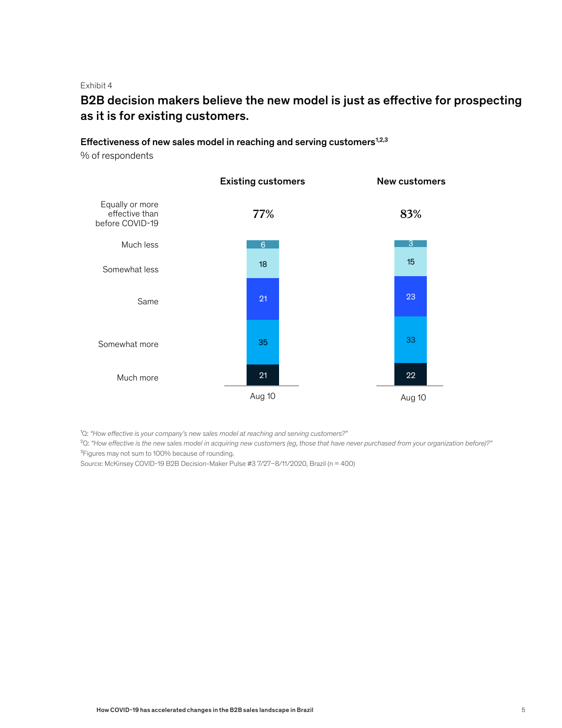Exhibit 4

## B2B decision makers believe the new model is just as effective for prospecting as it is for existing customers.

**Effectiveness of new sales model in reaching and serving customers[1,2,3]**

% of respondents

| | Existing customers (Aug 10) | New customers (Aug 10) |
|---|---|---|
| Equally or more effective than before COVID-19 | 77% | 83% |
| Much less | 6 | 3 |
| Somewhat less | 18 | 15 |
| Same | 21 | 23 |
| Somewhat more | 35 | 33 |
| Much more | 21 | 22 |

[1]Q: *"How effective is your company's new sales model at reaching and serving customers?"*

[2]Q: *"How effective is the new sales model in acquiring new customers (eg, those that have never purchased from your organization before)?"*

[3]Figures may not sum to 100% because of rounding.

Source: McKinsey COVID-19 B2B Decision-Maker Pulse #3 7/27–8/11/2020, Brazil (n = 400)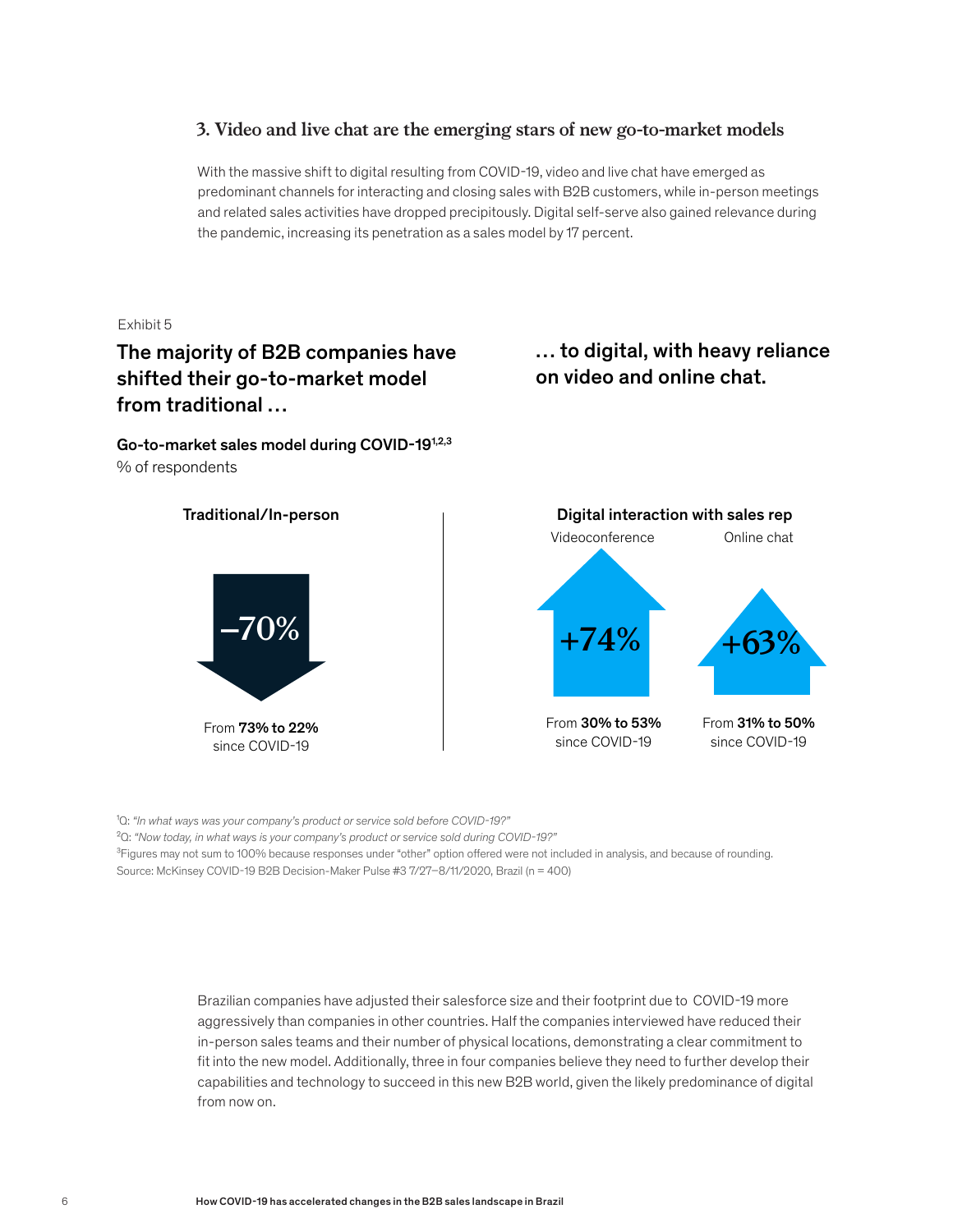### 3. Video and live chat are the emerging stars of new go-to-market models

With the massive shift to digital resulting from COVID-19, video and live chat have emerged as predominant channels for interacting and closing sales with B2B customers, while in-person meetings and related sales activities have dropped precipitously. Digital self-serve also gained relevance during the pandemic, increasing its penetration as a sales model by 17 percent.

Exhibit 5

**The majority of B2B companies have shifted their go-to-market model from traditional …**

**… to digital, with heavy reliance on video and online chat.**

**Go-to-market sales model during COVID-19**[1,2,3]
% of respondents

**Traditional/In-person**

–70%

From **73% to 22%** since COVID-19

**Digital interaction with sales rep**

Videoconference

+74%

From **30% to 53%** since COVID-19

Online chat

+63%

From **31% to 50%** since COVID-19

[1]Q: *"In what ways was your company's product or service sold before COVID-19?"*
[2]Q: *"Now today, in what ways is your company's product or service sold during COVID-19?"*
[3]Figures may not sum to 100% because responses under "other" option offered were not included in analysis, and because of rounding.
Source: McKinsey COVID-19 B2B Decision-Maker Pulse #3 7/27–8/11/2020, Brazil (n = 400)

Brazilian companies have adjusted their salesforce size and their footprint due to COVID-19 more aggressively than companies in other countries. Half the companies interviewed have reduced their in-person sales teams and their number of physical locations, demonstrating a clear commitment to fit into the new model. Additionally, three in four companies believe they need to further develop their capabilities and technology to succeed in this new B2B world, given the likely predominance of digital from now on.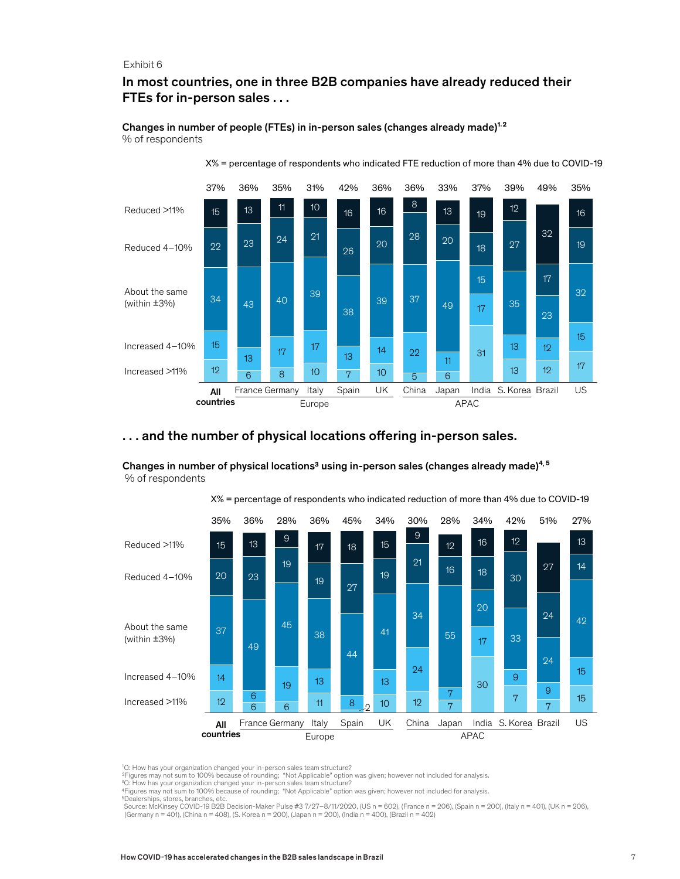Exhibit 6

## In most countries, one in three B2B companies have already reduced their FTEs for in-person sales . . .

**Changes in number of people (FTEs) in in-person sales (changes already made)[1,2]**
% of respondents

X% = percentage of respondents who indicated FTE reduction of more than 4% due to COVID-19

| | All countries | France | Germany | Italy | Spain | UK | China | Japan | India | S. Korea | Brazil | US |
|---|---|---|---|---|---|---|---|---|---|---|---|---|
| Region | | Europe | Europe | Europe | Europe | Europe | APAC | APAC | APAC | APAC | | |
| X% | 37% | 36% | 35% | 31% | 42% | 36% | 36% | 33% | 37% | 39% | 49% | 35% |
| Reduced >11% | 15 | 13 | 11 | 10 | 16 | 16 | 8 | 13 | 19 | 12 | 32 | 16 |
| Reduced 4–10% | 22 | 23 | 24 | 21 | 26 | 20 | 28 | 20 | 18 | 27 | 17 | 19 |
| About the same (within ±3%) | 34 | 43 | 40 | 39 | 38 | 39 | 37 | 49 | 15 | 35 | 23 | 32 |
| Increased 4–10% | 15 | 13 | 17 | 17 | 13 | 14 | 22 | 11 | 17 | 13 | 12 | 15 |
| Increased >11% | 12 | 6 | 8 | 10 | 7 | 10 | 5 | 6 | 31 | 13 | 12 | 17 |

## . . . and the number of physical locations offering in-person sales.

**Changes in number of physical locations[3] using in-person sales (changes already made)[4,5]**
% of respondents

X% = percentage of respondents who indicated reduction of more than 4% due to COVID-19

| | All countries | France | Germany | Italy | Spain | UK | China | Japan | India | S. Korea | Brazil | US |
|---|---|---|---|---|---|---|---|---|---|---|---|---|
| Region | | Europe | Europe | Europe | Europe | Europe | APAC | APAC | APAC | APAC | | |
| X% | 35% | 36% | 28% | 36% | 45% | 34% | 30% | 28% | 34% | 42% | 51% | 27% |
| Reduced >11% | 15 | 13 | 9 | 17 | 18 | 15 | 9 | 12 | 16 | 12 | 27 | 13 |
| Reduced 4–10% | 20 | 23 | 19 | 19 | 27 | 19 | 21 | 16 | 18 | 30 | 24 | 14 |
| About the same (within ±3%) | 37 | 49 | 45 | 38 | 44 | 41 | 34 | 55 | 20 | 33 | 24 | 42 |
| Increased 4–10% | 14 | 6 | 19 | 13 | 2 | 13 | 24 | 7 | 17 | 9 | 9 | 15 |
| Increased >11% | 12 | 6 | 6 | 11 | 8 | 10 | 12 | 7 | 30 | 7 | 7 | 15 |

[1]Q: How has your organization changed your in-person sales team structure?
[2]Figures may not sum to 100% because of rounding; "Not Applicable" option was given; however not included for analysis.
[3]Q: How has your organization changed your in-person sales team structure?
[4]Figures may not sum to 100% because of rounding; "Not Applicable" option was given; however not included for analysis.
[5]Dealerships, stores, branches, etc.
Source: McKinsey COVID-19 B2B Decision-Maker Pulse #3 7/27–8/11/2020, (US n = 602), (France n = 206), (Spain n = 200), (Italy n = 401), (UK n = 206), (Germany n = 401), (China n = 408), (S. Korea n = 200), (Japan n = 200), (India n = 400), (Brazil n = 402)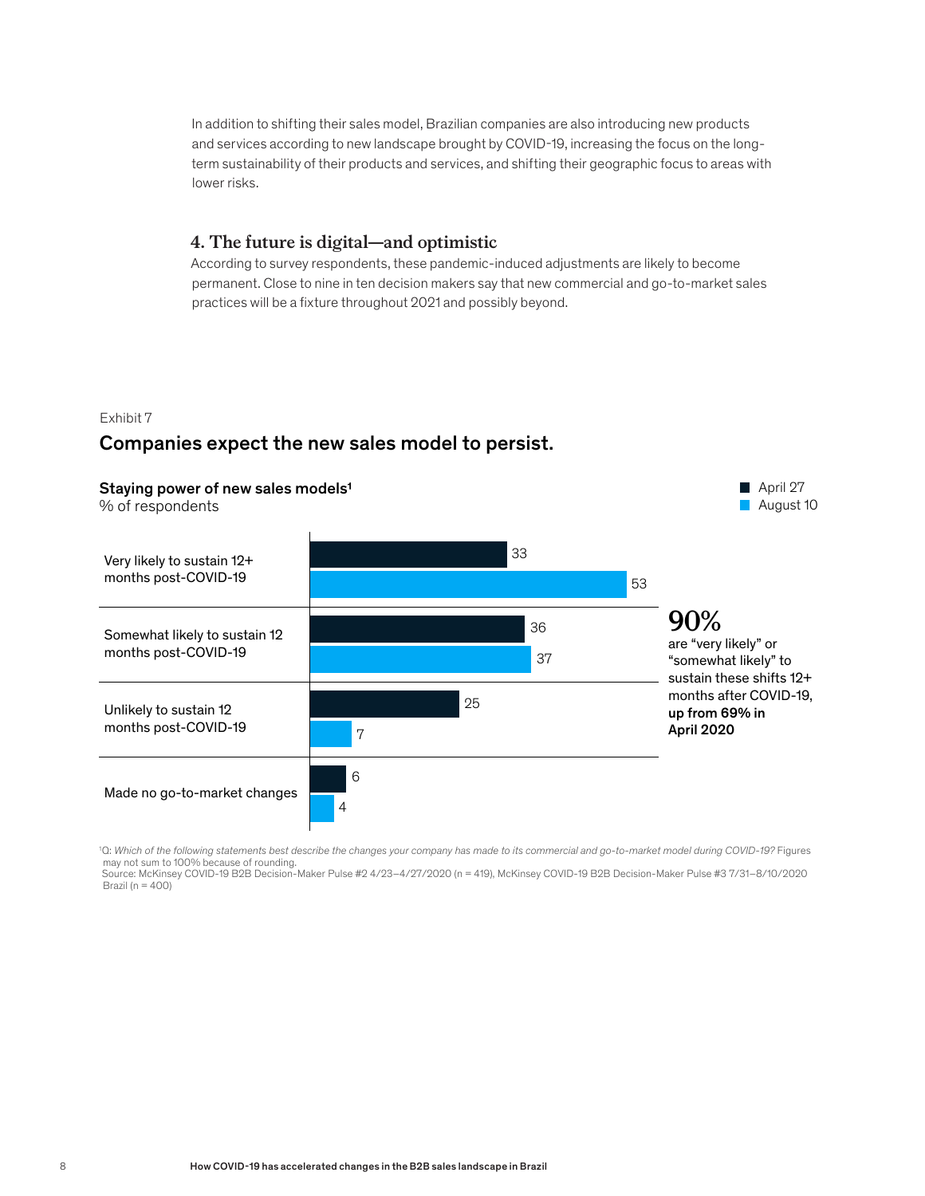In addition to shifting their sales model, Brazilian companies are also introducing new products and services according to new landscape brought by COVID-19, increasing the focus on the long-term sustainability of their products and services, and shifting their geographic focus to areas with lower risks.

### 4. The future is digital—and optimistic

According to survey respondents, these pandemic-induced adjustments are likely to become permanent. Close to nine in ten decision makers say that new commercial and go-to-market sales practices will be a fixture throughout 2021 and possibly beyond.

Exhibit 7

## Companies expect the new sales model to persist.

**Staying power of new sales models**[1]

% of respondents

| | April 27 | August 10 |
|---|---|---|
| Very likely to sustain 12+ months post-COVID-19 | 33 | 53 |
| Somewhat likely to sustain 12 months post-COVID-19 | 36 | 37 |
| Unlikely to sustain 12 months post-COVID-19 | 25 | 7 |
| Made no go-to-market changes | 6 | 4 |

**90%** are "very likely" or "somewhat likely" to sustain these shifts 12+ months after COVID-19, **up from 69% in April 2020**

[1]Q: *Which of the following statements best describe the changes your company has made to its commercial and go-to-market model during COVID-19?* Figures may not sum to 100% because of rounding.

Source: McKinsey COVID-19 B2B Decision-Maker Pulse #2 4/23–4/27/2020 (n = 419), McKinsey COVID-19 B2B Decision-Maker Pulse #3 7/31–8/10/2020 Brazil (n = 400)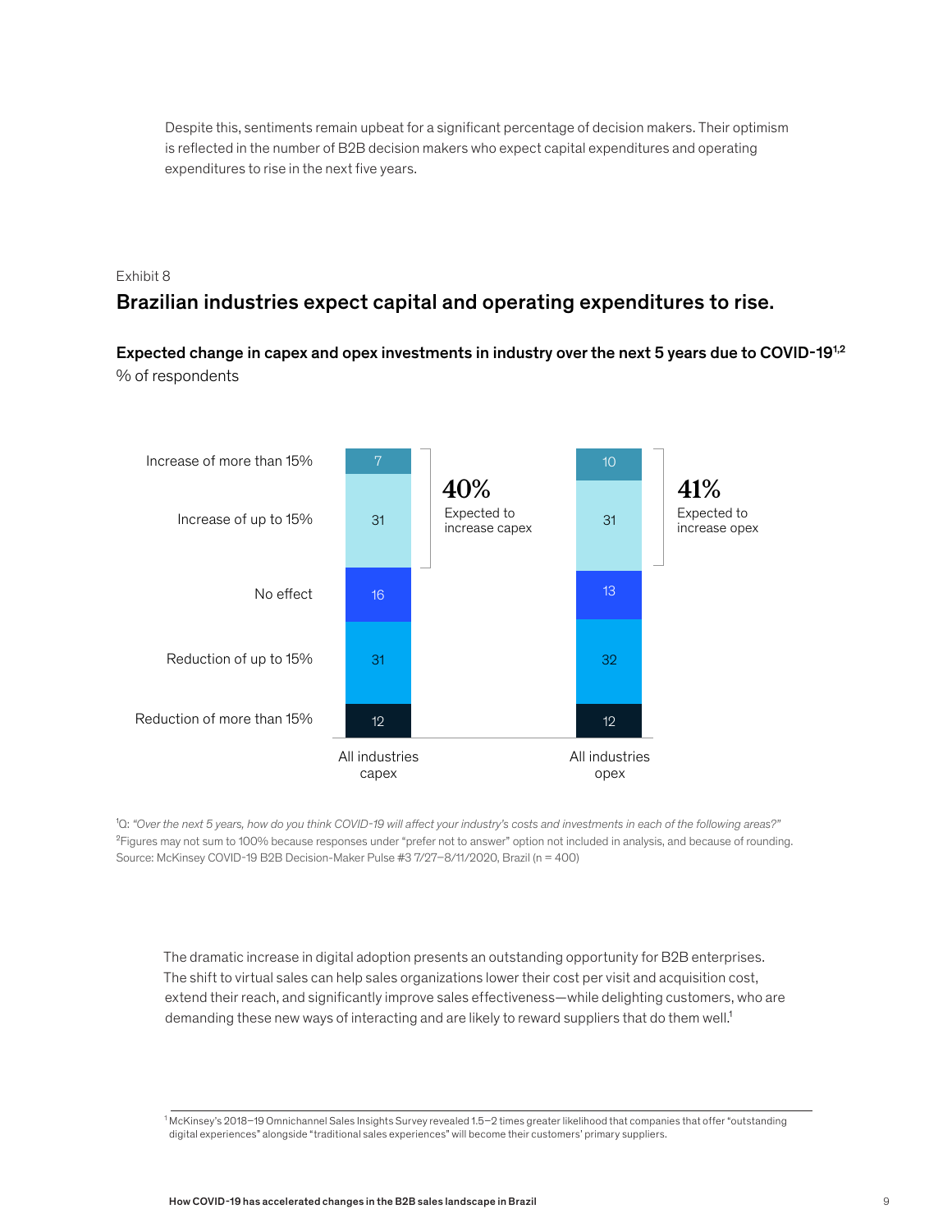Despite this, sentiments remain upbeat for a significant percentage of decision makers. Their optimism is reflected in the number of B2B decision makers who expect capital expenditures and operating expenditures to rise in the next five years.

Exhibit 8

## Brazilian industries expect capital and operating expenditures to rise.

**Expected change in capex and opex investments in industry over the next 5 years due to COVID-19[1,2]**
% of respondents

| | All industries capex | All industries opex |
|---|---|---|
| Increase of more than 15% | 7 | 10 |
| Increase of up to 15% | 31 | 31 |
| No effect | 16 | 13 |
| Reduction of up to 15% | 31 | 32 |
| Reduction of more than 15% | 12 | 12 |

40% Expected to increase capex

41% Expected to increase opex

[1]Q: *"Over the next 5 years, how do you think COVID-19 will affect your industry's costs and investments in each of the following areas?"*
[2]Figures may not sum to 100% because responses under "prefer not to answer" option not included in analysis, and because of rounding.
Source: McKinsey COVID-19 B2B Decision-Maker Pulse #3 7/27–8/11/2020, Brazil (n = 400)

The dramatic increase in digital adoption presents an outstanding opportunity for B2B enterprises. The shift to virtual sales can help sales organizations lower their cost per visit and acquisition cost, extend their reach, and significantly improve sales effectiveness—while delighting customers, who are demanding these new ways of interacting and are likely to reward suppliers that do them well.[1]

[1] McKinsey's 2018–19 Omnichannel Sales Insights Survey revealed 1.5–2 times greater likelihood that companies that offer "outstanding digital experiences" alongside "traditional sales experiences" will become their customers' primary suppliers.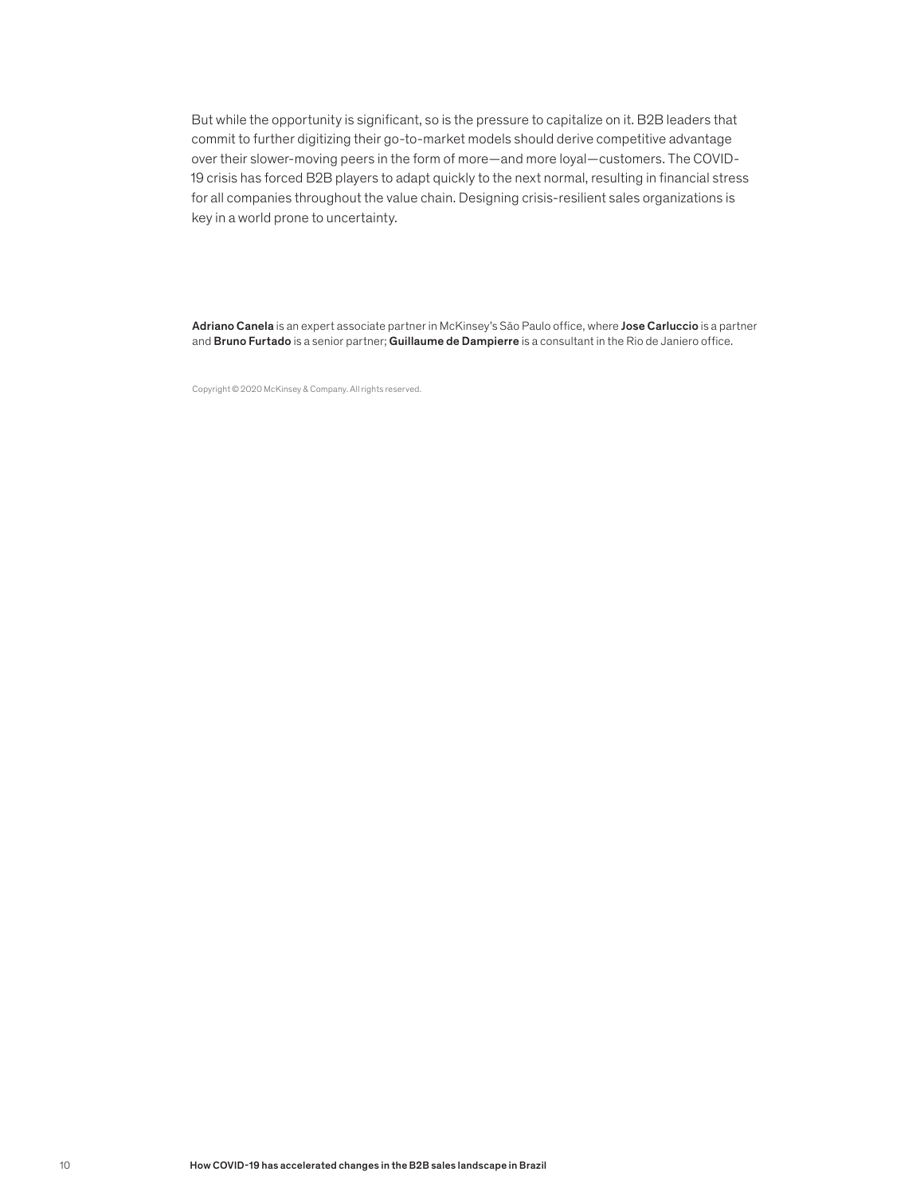But while the opportunity is significant, so is the pressure to capitalize on it. B2B leaders that commit to further digitizing their go-to-market models should derive competitive advantage over their slower-moving peers in the form of more—and more loyal—customers. The COVID-19 crisis has forced B2B players to adapt quickly to the next normal, resulting in financial stress for all companies throughout the value chain. Designing crisis-resilient sales organizations is key in a world prone to uncertainty.

**Adriano Canela** is an expert associate partner in McKinsey's São Paulo office, where **Jose Carluccio** is a partner and **Bruno Furtado** is a senior partner; **Guillaume de Dampierre** is a consultant in the Rio de Janiero office.

Copyright © 2020 McKinsey & Company. All rights reserved.